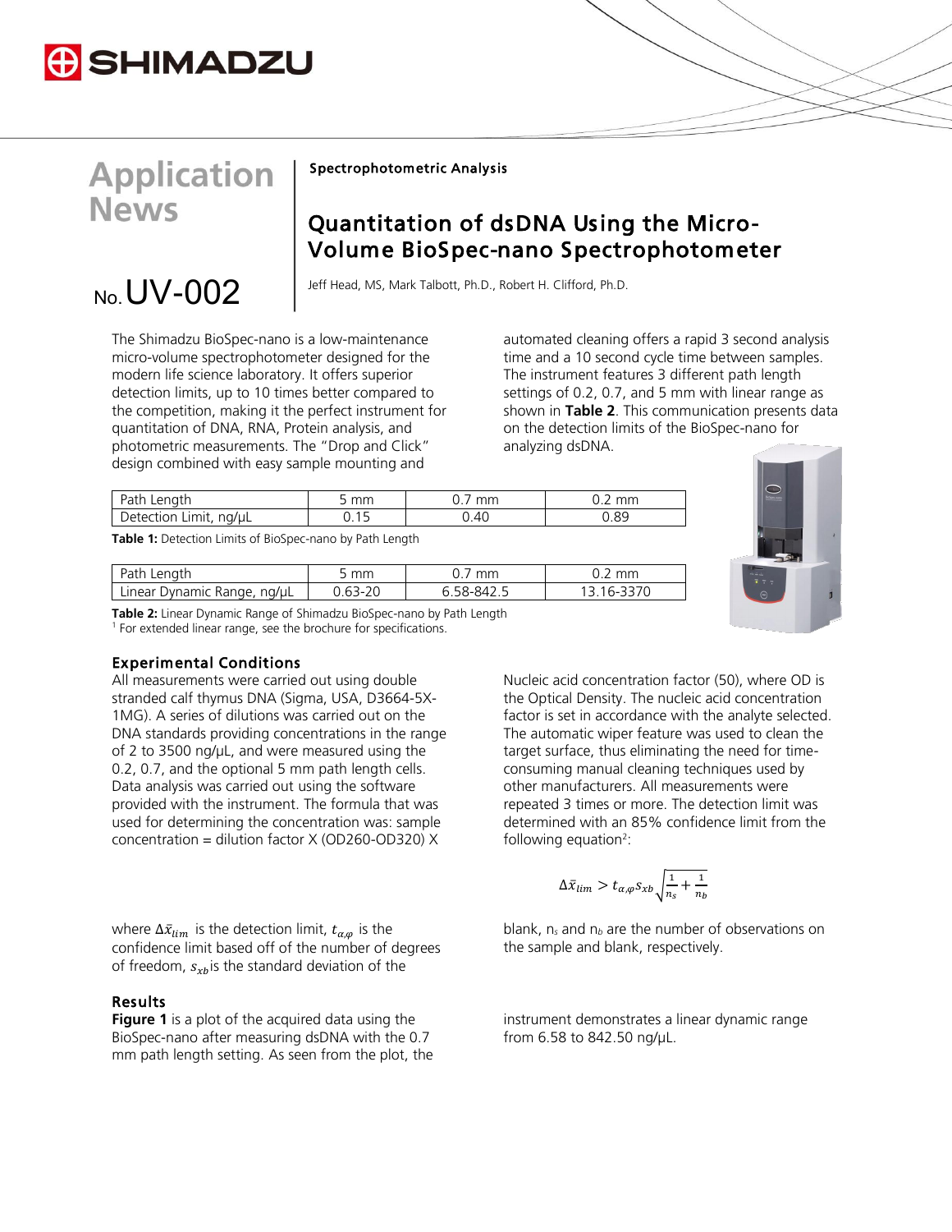# Application News

## No. UV-002

**Spectrophotometric Analysis**

## Quantitation of dsDNA Using the Micro-Volume BioSpec-nano Spectrophotometer

Jeff Head, MS, Mark Talbott, Ph.D., Robert H. Clifford, Ph.D.

The Shimadzu BioSpec-nano is a low-maintenance micro-volume spectrophotometer designed for the modern life science laboratory. It offers superior detection limits, up to 10 times better compared to the competition, making it the perfect instrument for quantitation of DNA, RNA, Protein analysis, and photometric measurements. The "Drop and Click" design combined with easy sample mounting and automated cleaning offers a rapid 3 second analysis time and a 10 second cycle time between samples. The instrument features 3 different path length settings of 0.2, 0.7, and 5 mm with linear range as shown in **Table 2**. This communication presents data on the detection limits of the BioSpec-nano for analyzing dsDNA.

| Path Length | 5 mm | 0.7 mm | 0.2 mm |
|---|---|---|---|
| Detection Limit, ng/µL | 0.15 | 0.40 | 0.89 |

**Table 1:** Detection Limits of BioSpec-nano by Path Length

| Path Length | 5 mm | 0.7 mm | 0.2 mm |
|---|---|---|---|
| Linear Dynamic Range, ng/µL | 0.63-20 | 6.58-842.5 | 13.16-3370 |

**Table 2:** Linear Dynamic Range of Shimadzu BioSpec-nano by Path Length
[1] For extended linear range, see the brochure for specifications.

### Experimental Conditions

All measurements were carried out using double stranded calf thymus DNA (Sigma, USA, D3664-5X-1MG). A series of dilutions was carried out on the DNA standards providing concentrations in the range of 2 to 3500 ng/µL, and were measured using the 0.2, 0.7, and the optional 5 mm path length cells. Data analysis was carried out using the software provided with the instrument. The formula that was used for determining the concentration was: sample concentration = dilution factor X (OD260-OD320) X Nucleic acid concentration factor (50), where OD is the Optical Density. The nucleic acid concentration factor is set in accordance with the analyte selected. The automatic wiper feature was used to clean the target surface, thus eliminating the need for time-consuming manual cleaning techniques used by other manufacturers. All measurements were repeated 3 times or more. The detection limit was determined with an 85% confidence limit from the following equation[2]:

$$\Delta\bar{x}_{lim} > t_{\alpha,\varphi} s_{xb} \sqrt{\frac{1}{n_s} + \frac{1}{n_b}}$$

where $\Delta\bar{x}_{lim}$ is the detection limit, $t_{\alpha,\varphi}$ is the confidence limit based off of the number of degrees of freedom, $s_{xb}$ is the standard deviation of the blank, $n_s$ and $n_b$ are the number of observations on the sample and blank, respectively.

### Results

**Figure 1** is a plot of the acquired data using the BioSpec-nano after measuring dsDNA with the 0.7 mm path length setting. As seen from the plot, the instrument demonstrates a linear dynamic range from 6.58 to 842.50 ng/µL.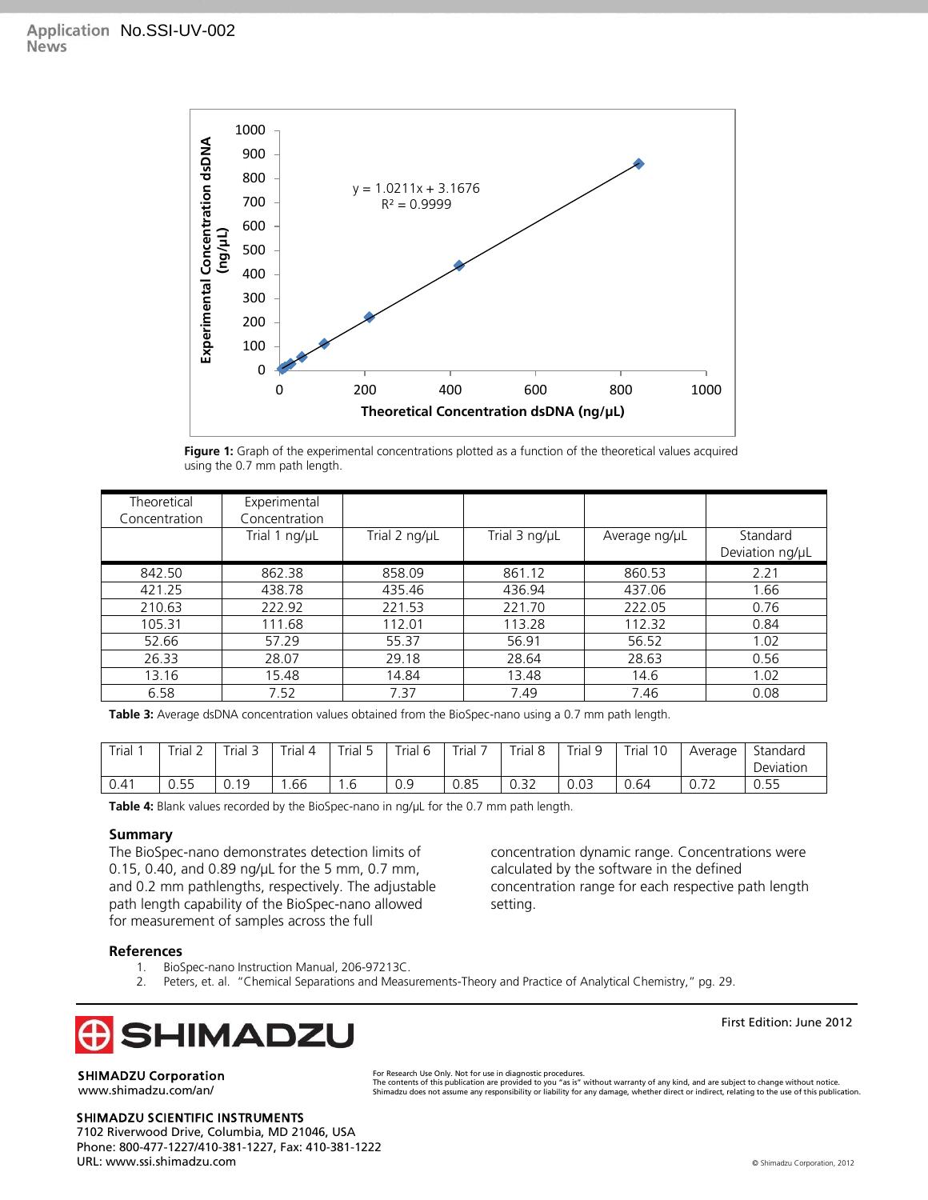1000
900
800
700
600
500
400
300
200
100
0

0 200 400 600 800 1000

Experimental Concentration dsDNA (ng/µL)

Theoretical Concentration dsDNA (ng/µL)

y = 1.0211x + 3.1676
$R^2$ = 0.9999

**Figure 1:** Graph of the experimental concentrations plotted as a function of the theoretical values acquired using the 0.7 mm path length.

| Theoretical Concentration | Experimental Concentration Trial 1 ng/µL | Trial 2 ng/µL | Trial 3 ng/µL | Average ng/µL | Standard Deviation ng/µL |
|---|---|---|---|---|---|
| 842.50 | 862.38 | 858.09 | 861.12 | 860.53 | 2.21 |
| 421.25 | 438.78 | 435.46 | 436.94 | 437.06 | 1.66 |
| 210.63 | 222.92 | 221.53 | 221.70 | 222.05 | 0.76 |
| 105.31 | 111.68 | 112.01 | 113.28 | 112.32 | 0.84 |
| 52.66 | 57.29 | 55.37 | 56.91 | 56.52 | 1.02 |
| 26.33 | 28.07 | 29.18 | 28.64 | 28.63 | 0.56 |
| 13.16 | 15.48 | 14.84 | 13.48 | 14.6 | 1.02 |
| 6.58 | 7.52 | 7.37 | 7.49 | 7.46 | 0.08 |

**Table 3:** Average dsDNA concentration values obtained from the BioSpec-nano using a 0.7 mm path length.

| Trial 1 | Trial 2 | Trial 3 | Trial 4 | Trial 5 | Trial 6 | Trial 7 | Trial 8 | Trial 9 | Trial 10 | Average | Standard Deviation |
|---|---|---|---|---|---|---|---|---|---|---|---|
| 0.41 | 0.55 | 0.19 | 1.66 | 1.6 | 0.9 | 0.85 | 0.32 | 0.03 | 0.64 | 0.72 | 0.55 |

**Table 4:** Blank values recorded by the BioSpec-nano in ng/µL for the 0.7 mm path length.

### Summary

The BioSpec-nano demonstrates detection limits of 0.15, 0.40, and 0.89 ng/µL for the 5 mm, 0.7 mm, and 0.2 mm pathlengths, respectively. The adjustable path length capability of the BioSpec-nano allowed for measurement of samples across the full concentration dynamic range. Concentrations were calculated by the software in the defined concentration range for each respective path length setting.

### References

1. BioSpec-nano Instruction Manual, 206-97213C.
2. Peters, et. al. "Chemical Separations and Measurements-Theory and Practice of Analytical Chemistry," pg. 29.

SHIMADZU

First Edition: June 2012

**SHIMADZU Corporation**
www.shimadzu.com/an/

For Research Use Only. Not for use in diagnostic procedures.
The contents of this publication are provided to you "as is" without warranty of any kind, and are subject to change without notice.
Shimadzu does not assume any responsibility or liability for any damage, whether direct or indirect, relating to the use of this publication.

**SHIMADZU SCIENTIFIC INSTRUMENTS**
7102 Riverwood Drive, Columbia, MD 21046, USA
Phone: 800-477-1227/410-381-1227, Fax: 410-381-1222
URL: www.ssi.shimadzu.com

© Shimadzu Corporation, 2012